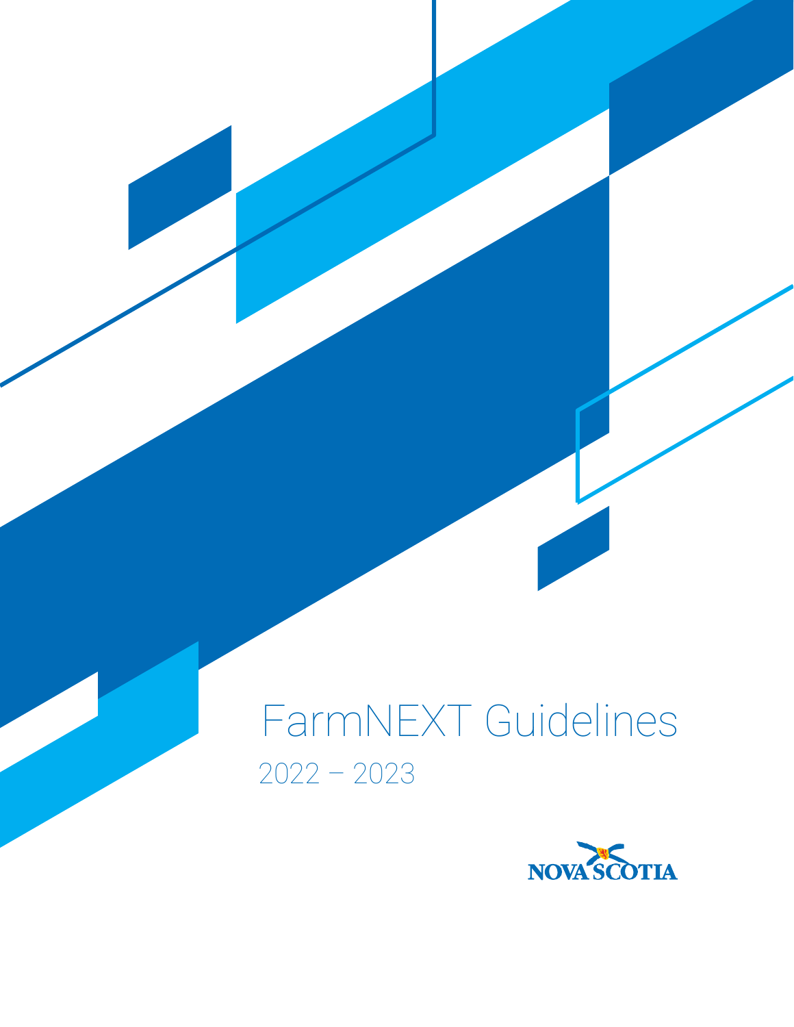# FarmNEXT Guidelines

2022 – 2023

NOVA SCOTIA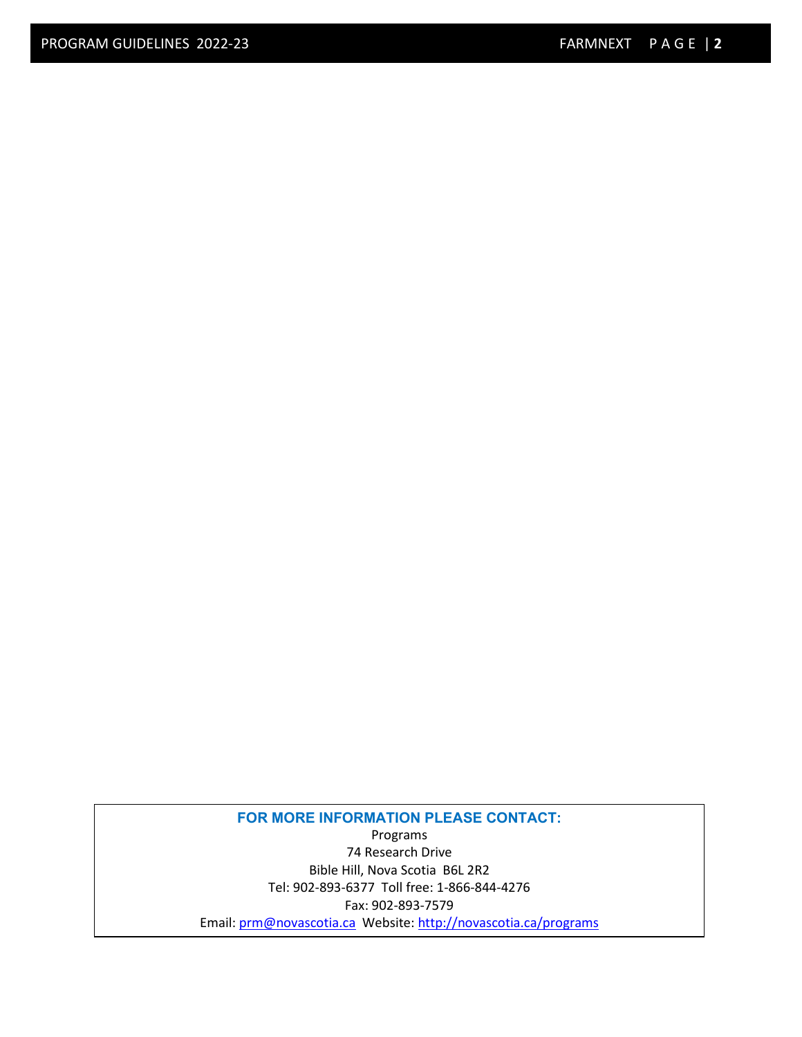**FOR MORE INFORMATION PLEASE CONTACT:**

Programs
74 Research Drive
Bible Hill, Nova Scotia B6L 2R2
Tel: 902-893-6377 Toll free: 1-866-844-4276
Fax: 902-893-7579
Email: prm@novascotia.ca Website: http://novascotia.ca/programs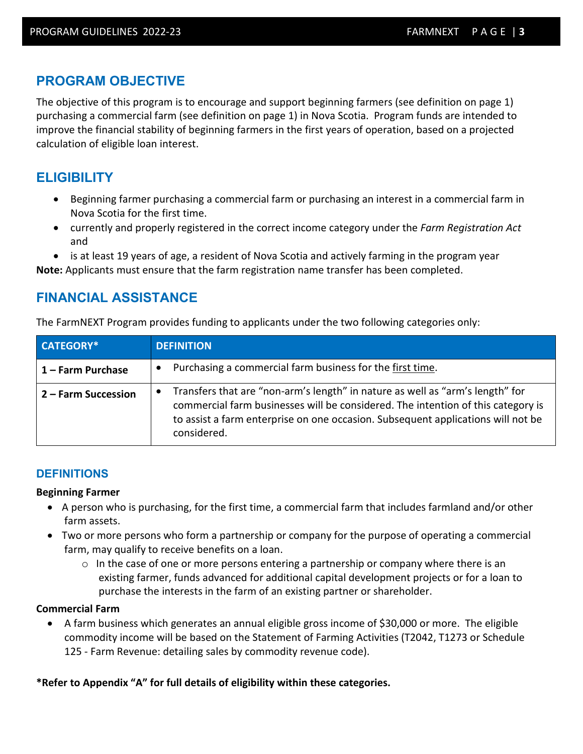## PROGRAM OBJECTIVE

The objective of this program is to encourage and support beginning farmers (see definition on page 1) purchasing a commercial farm (see definition on page 1) in Nova Scotia. Program funds are intended to improve the financial stability of beginning farmers in the first years of operation, based on a projected calculation of eligible loan interest.

## ELIGIBILITY

- Beginning farmer purchasing a commercial farm or purchasing an interest in a commercial farm in Nova Scotia for the first time.
- currently and properly registered in the correct income category under the *Farm Registration Act* and
- is at least 19 years of age, a resident of Nova Scotia and actively farming in the program year

**Note:** Applicants must ensure that the farm registration name transfer has been completed.

## FINANCIAL ASSISTANCE

The FarmNEXT Program provides funding to applicants under the two following categories only:

| CATEGORY* | DEFINITION |
|---|---|
| **1 – Farm Purchase** | • Purchasing a commercial farm business for the <u>first time</u>. |
| **2 – Farm Succession** | • Transfers that are "non-arm's length" in nature as well as "arm's length" for commercial farm businesses will be considered. The intention of this category is to assist a farm enterprise on one occasion. Subsequent applications will not be considered. |

### DEFINITIONS

**Beginning Farmer**

- A person who is purchasing, for the first time, a commercial farm that includes farmland and/or other farm assets.
- Two or more persons who form a partnership or company for the purpose of operating a commercial farm, may qualify to receive benefits on a loan.
  - In the case of one or more persons entering a partnership or company where there is an existing farmer, funds advanced for additional capital development projects or for a loan to purchase the interests in the farm of an existing partner or shareholder.

**Commercial Farm**

- A farm business which generates an annual eligible gross income of $30,000 or more. The eligible commodity income will be based on the Statement of Farming Activities (T2042, T1273 or Schedule 125 - Farm Revenue: detailing sales by commodity revenue code).

**\*Refer to Appendix "A" for full details of eligibility within these categories.**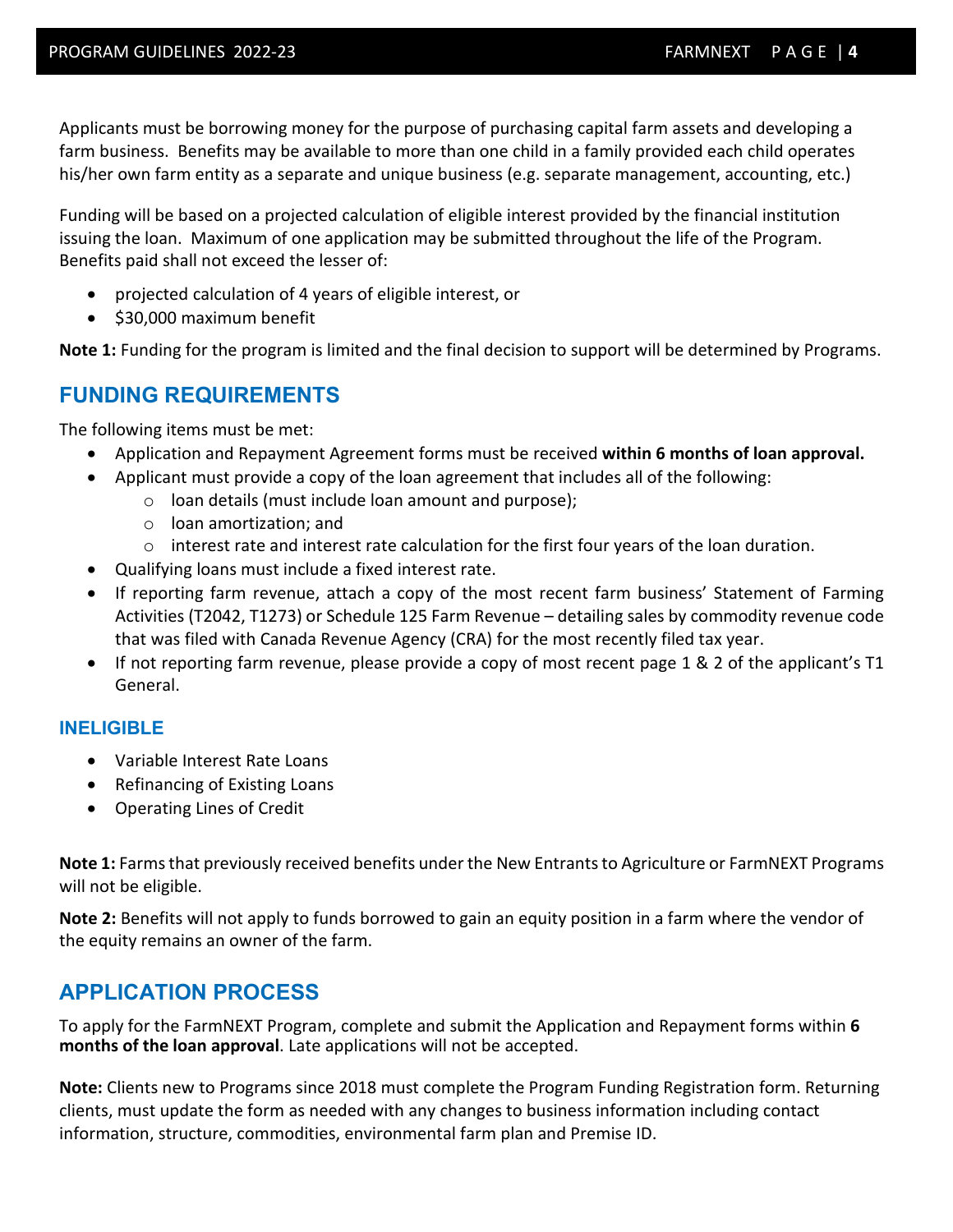Applicants must be borrowing money for the purpose of purchasing capital farm assets and developing a farm business. Benefits may be available to more than one child in a family provided each child operates his/her own farm entity as a separate and unique business (e.g. separate management, accounting, etc.)

Funding will be based on a projected calculation of eligible interest provided by the financial institution issuing the loan. Maximum of one application may be submitted throughout the life of the Program. Benefits paid shall not exceed the lesser of:

- projected calculation of 4 years of eligible interest, or
- $30,000 maximum benefit

**Note 1:** Funding for the program is limited and the final decision to support will be determined by Programs.

## FUNDING REQUIREMENTS

The following items must be met:

- Application and Repayment Agreement forms must be received **within 6 months of loan approval.**
- Applicant must provide a copy of the loan agreement that includes all of the following:
  - loan details (must include loan amount and purpose);
  - loan amortization; and
  - interest rate and interest rate calculation for the first four years of the loan duration.
- Qualifying loans must include a fixed interest rate.
- If reporting farm revenue, attach a copy of the most recent farm business' Statement of Farming Activities (T2042, T1273) or Schedule 125 Farm Revenue – detailing sales by commodity revenue code that was filed with Canada Revenue Agency (CRA) for the most recently filed tax year.
- If not reporting farm revenue, please provide a copy of most recent page 1 & 2 of the applicant's T1 General.

### INELIGIBLE

- Variable Interest Rate Loans
- Refinancing of Existing Loans
- Operating Lines of Credit

**Note 1:** Farms that previously received benefits under the New Entrants to Agriculture or FarmNEXT Programs will not be eligible.

**Note 2:** Benefits will not apply to funds borrowed to gain an equity position in a farm where the vendor of the equity remains an owner of the farm.

## APPLICATION PROCESS

To apply for the FarmNEXT Program, complete and submit the Application and Repayment forms within **6 months of the loan approval**. Late applications will not be accepted.

**Note:** Clients new to Programs since 2018 must complete the Program Funding Registration form. Returning clients, must update the form as needed with any changes to business information including contact information, structure, commodities, environmental farm plan and Premise ID.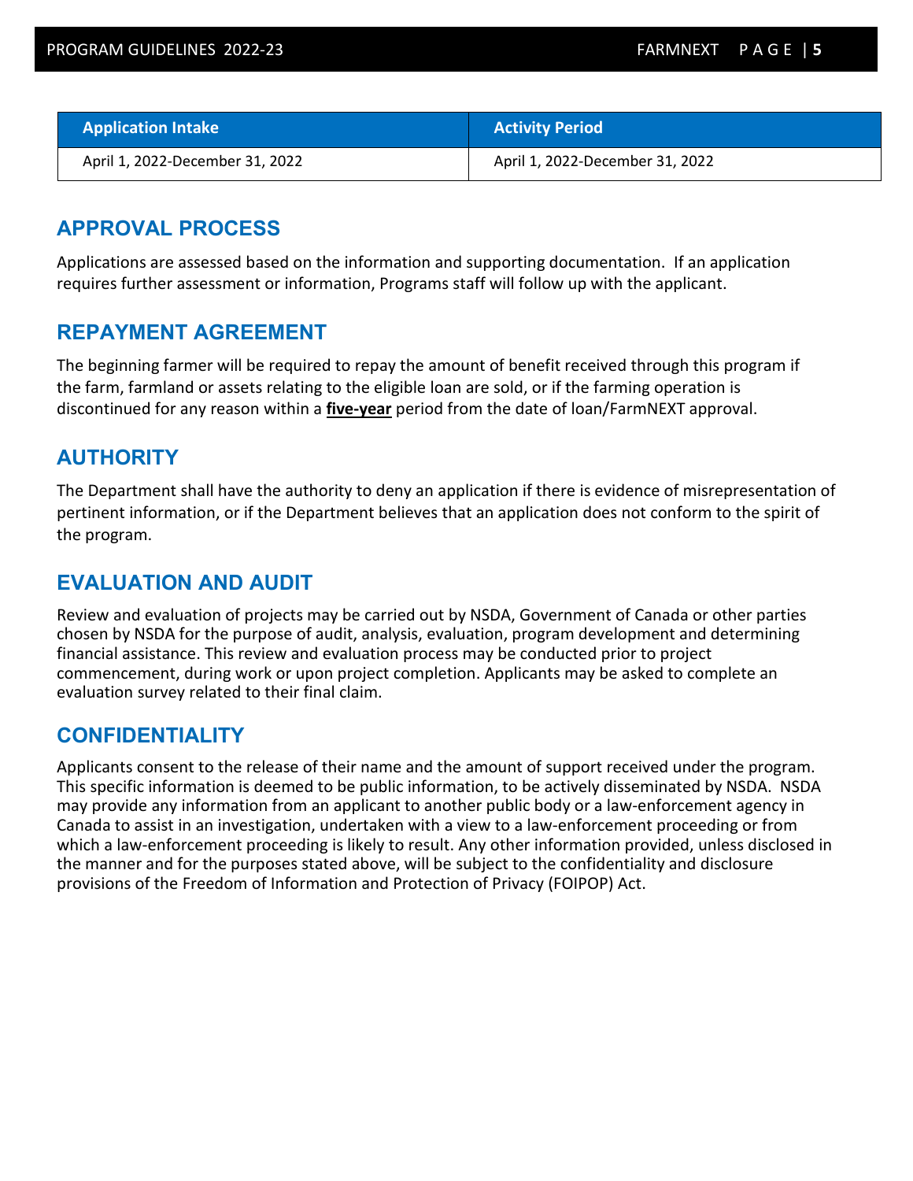| Application Intake | Activity Period |
|---|---|
| April 1, 2022-December 31, 2022 | April 1, 2022-December 31, 2022 |

## APPROVAL PROCESS

Applications are assessed based on the information and supporting documentation. If an application requires further assessment or information, Programs staff will follow up with the applicant.

## REPAYMENT AGREEMENT

The beginning farmer will be required to repay the amount of benefit received through this program if the farm, farmland or assets relating to the eligible loan are sold, or if the farming operation is discontinued for any reason within a **five-year** period from the date of loan/FarmNEXT approval.

## AUTHORITY

The Department shall have the authority to deny an application if there is evidence of misrepresentation of pertinent information, or if the Department believes that an application does not conform to the spirit of the program.

## EVALUATION AND AUDIT

Review and evaluation of projects may be carried out by NSDA, Government of Canada or other parties chosen by NSDA for the purpose of audit, analysis, evaluation, program development and determining financial assistance. This review and evaluation process may be conducted prior to project commencement, during work or upon project completion. Applicants may be asked to complete an evaluation survey related to their final claim.

## CONFIDENTIALITY

Applicants consent to the release of their name and the amount of support received under the program. This specific information is deemed to be public information, to be actively disseminated by NSDA. NSDA may provide any information from an applicant to another public body or a law-enforcement agency in Canada to assist in an investigation, undertaken with a view to a law-enforcement proceeding or from which a law-enforcement proceeding is likely to result. Any other information provided, unless disclosed in the manner and for the purposes stated above, will be subject to the confidentiality and disclosure provisions of the Freedom of Information and Protection of Privacy (FOIPOP) Act.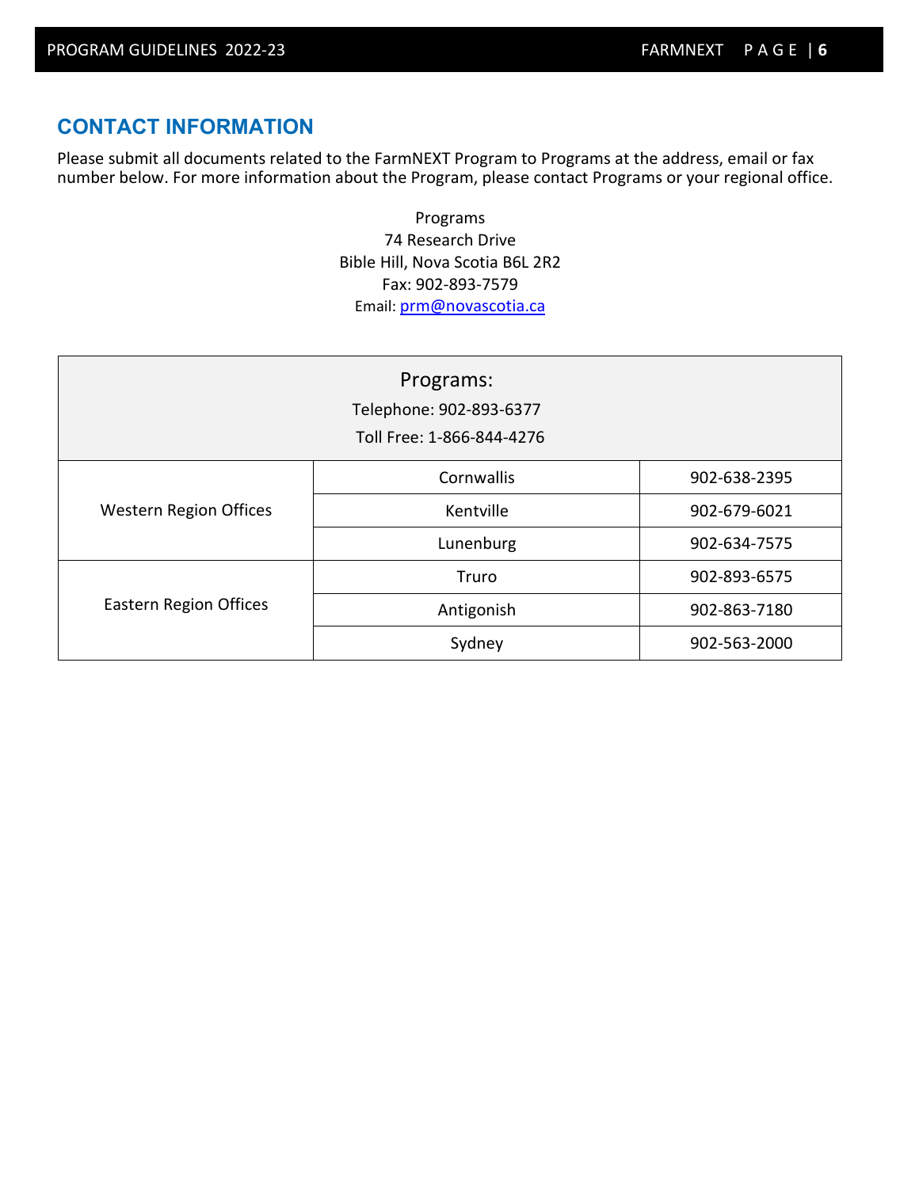## CONTACT INFORMATION

Please submit all documents related to the FarmNEXT Program to Programs at the address, email or fax number below. For more information about the Program, please contact Programs or your regional office.

Programs
74 Research Drive
Bible Hill, Nova Scotia B6L 2R2
Fax: 902-893-7579
Email: prm@novascotia.ca

| Programs:<br>Telephone: 902-893-6377<br>Toll Free: 1-866-844-4276 | | |
|---|---|---|
| Western Region Offices | Cornwallis | 902-638-2395 |
| | Kentville | 902-679-6021 |
| | Lunenburg | 902-634-7575 |
| Eastern Region Offices | Truro | 902-893-6575 |
| | Antigonish | 902-863-7180 |
| | Sydney | 902-563-2000 |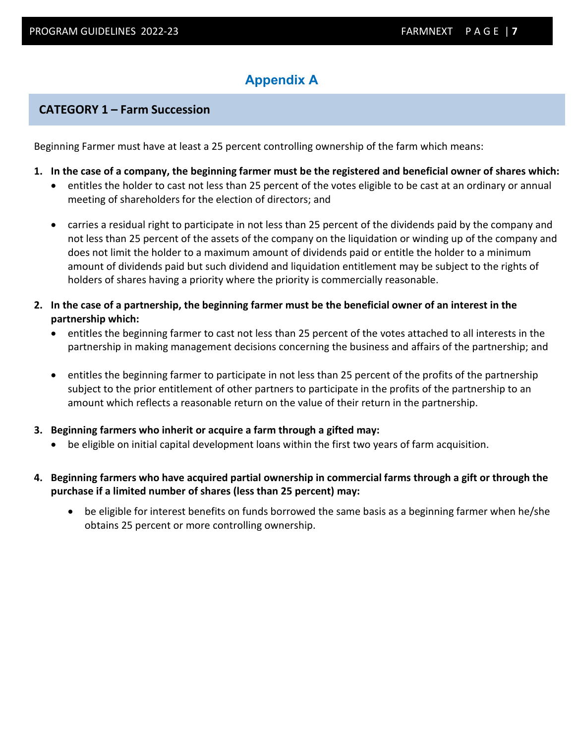# Appendix A

## CATEGORY 1 – Farm Succession

Beginning Farmer must have at least a 25 percent controlling ownership of the farm which means:

1. **In the case of a company, the beginning farmer must be the registered and beneficial owner of shares which:**
   - entitles the holder to cast not less than 25 percent of the votes eligible to be cast at an ordinary or annual meeting of shareholders for the election of directors; and
   - carries a residual right to participate in not less than 25 percent of the dividends paid by the company and not less than 25 percent of the assets of the company on the liquidation or winding up of the company and does not limit the holder to a maximum amount of dividends paid or entitle the holder to a minimum amount of dividends paid but such dividend and liquidation entitlement may be subject to the rights of holders of shares having a priority where the priority is commercially reasonable.

2. **In the case of a partnership, the beginning farmer must be the beneficial owner of an interest in the partnership which:**
   - entitles the beginning farmer to cast not less than 25 percent of the votes attached to all interests in the partnership in making management decisions concerning the business and affairs of the partnership; and
   - entitles the beginning farmer to participate in not less than 25 percent of the profits of the partnership subject to the prior entitlement of other partners to participate in the profits of the partnership to an amount which reflects a reasonable return on the value of their return in the partnership.

3. **Beginning farmers who inherit or acquire a farm through a gifted may:**
   - be eligible on initial capital development loans within the first two years of farm acquisition.

4. **Beginning farmers who have acquired partial ownership in commercial farms through a gift or through the purchase if a limited number of shares (less than 25 percent) may:**
   - be eligible for interest benefits on funds borrowed the same basis as a beginning farmer when he/she obtains 25 percent or more controlling ownership.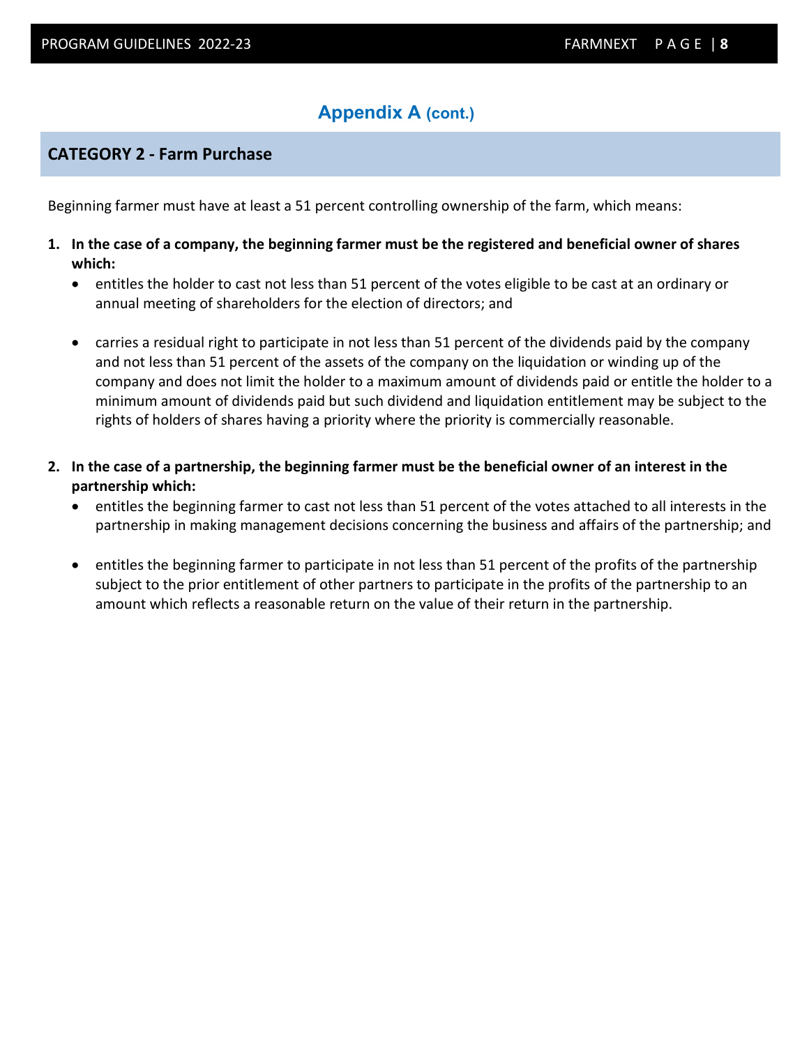## Appendix A (cont.)

### CATEGORY 2 - Farm Purchase

Beginning farmer must have at least a 51 percent controlling ownership of the farm, which means:

1. **In the case of a company, the beginning farmer must be the registered and beneficial owner of shares which:**
   - entitles the holder to cast not less than 51 percent of the votes eligible to be cast at an ordinary or annual meeting of shareholders for the election of directors; and
   - carries a residual right to participate in not less than 51 percent of the dividends paid by the company and not less than 51 percent of the assets of the company on the liquidation or winding up of the company and does not limit the holder to a maximum amount of dividends paid or entitle the holder to a minimum amount of dividends paid but such dividend and liquidation entitlement may be subject to the rights of holders of shares having a priority where the priority is commercially reasonable.

2. **In the case of a partnership, the beginning farmer must be the beneficial owner of an interest in the partnership which:**
   - entitles the beginning farmer to cast not less than 51 percent of the votes attached to all interests in the partnership in making management decisions concerning the business and affairs of the partnership; and
   - entitles the beginning farmer to participate in not less than 51 percent of the profits of the partnership subject to the prior entitlement of other partners to participate in the profits of the partnership to an amount which reflects a reasonable return on the value of their return in the partnership.